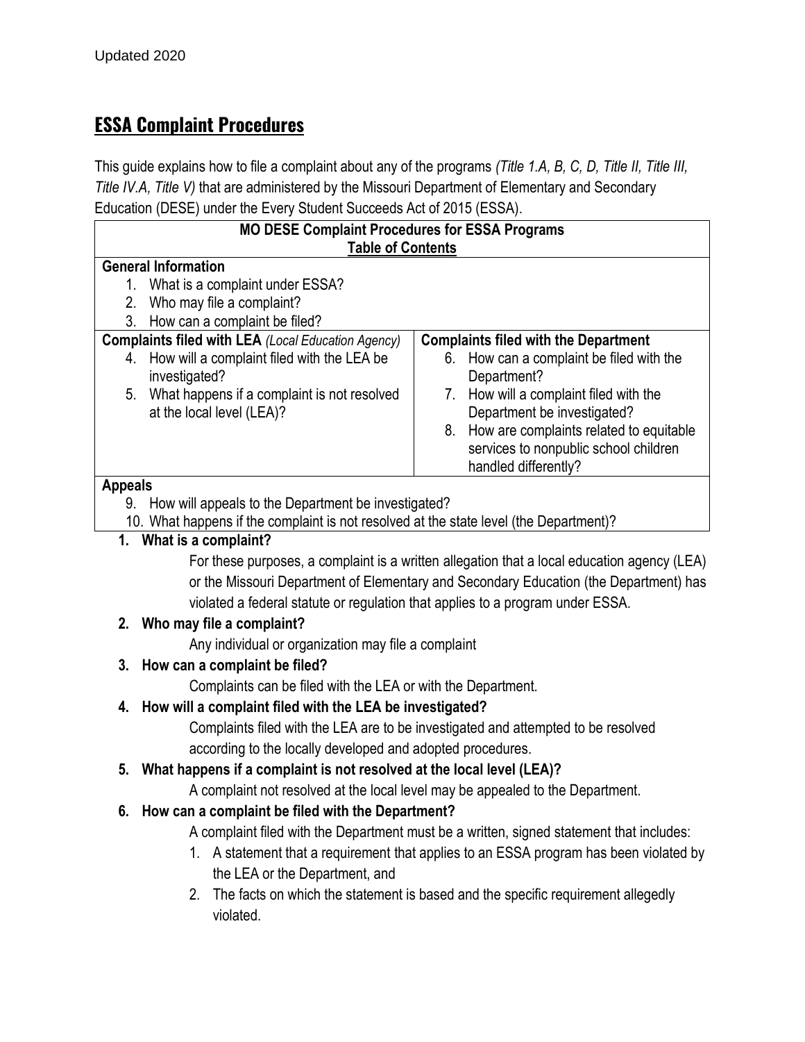Updated 2020

# ESSA Complaint Procedures

This guide explains how to file a complaint about any of the programs *(Title 1.A, B, C, D, Title II, Title III, Title IV.A, Title V)* that are administered by the Missouri Department of Elementary and Secondary Education (DESE) under the Every Student Succeeds Act of 2015 (ESSA).

| **MO DESE Complaint Procedures for ESSA Programs**<br>**Table of Contents** | |
|---|---|
| **General Information**<br>1. What is a complaint under ESSA?<br>2. Who may file a complaint?<br>3. How can a complaint be filed? | |
| **Complaints filed with LEA** *(Local Education Agency)*<br>4. How will a complaint filed with the LEA be investigated?<br>5. What happens if a complaint is not resolved at the local level (LEA)? | **Complaints filed with the Department**<br>6. How can a complaint be filed with the Department?<br>7. How will a complaint filed with the Department be investigated?<br>8. How are complaints related to equitable services to nonpublic school children handled differently? |
| **Appeals**<br>9. How will appeals to the Department be investigated?<br>10. What happens if the complaint is not resolved at the state level (the Department)? | |

1. **What is a complaint?**

   For these purposes, a complaint is a written allegation that a local education agency (LEA) or the Missouri Department of Elementary and Secondary Education (the Department) has violated a federal statute or regulation that applies to a program under ESSA.

2. **Who may file a complaint?**

   Any individual or organization may file a complaint

3. **How can a complaint be filed?**

   Complaints can be filed with the LEA or with the Department.

4. **How will a complaint filed with the LEA be investigated?**

   Complaints filed with the LEA are to be investigated and attempted to be resolved according to the locally developed and adopted procedures.

5. **What happens if a complaint is not resolved at the local level (LEA)?**

   A complaint not resolved at the local level may be appealed to the Department.

6. **How can a complaint be filed with the Department?**

   A complaint filed with the Department must be a written, signed statement that includes:

   1. A statement that a requirement that applies to an ESSA program has been violated by the LEA or the Department, and
   2. The facts on which the statement is based and the specific requirement allegedly violated.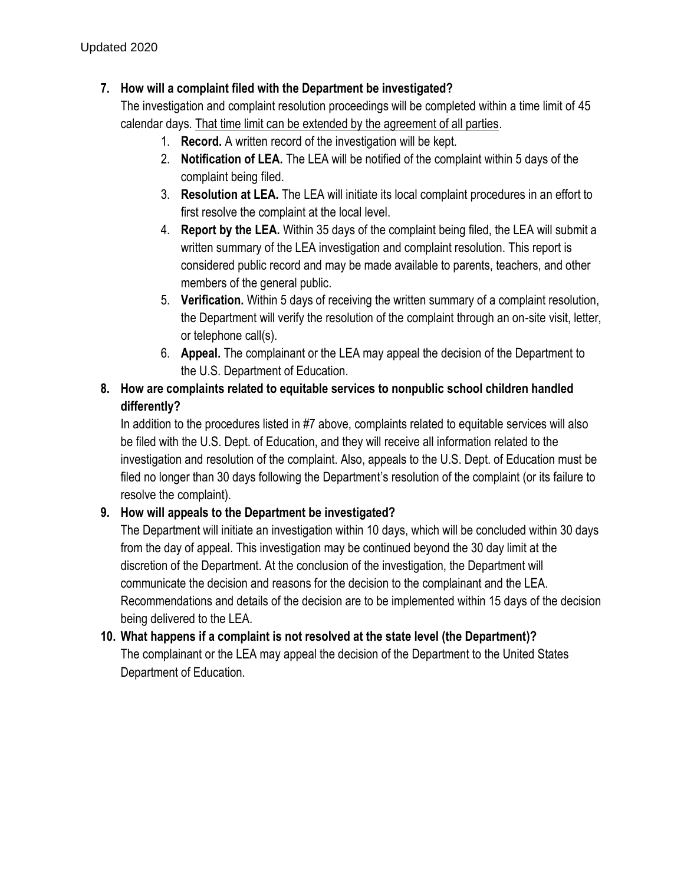**7. How will a complaint filed with the Department be investigated?**

The investigation and complaint resolution proceedings will be completed within a time limit of 45 calendar days. <u>That time limit can be extended by the agreement of all parties</u>.

1. **Record.** A written record of the investigation will be kept.
2. **Notification of LEA.** The LEA will be notified of the complaint within 5 days of the complaint being filed.
3. **Resolution at LEA.** The LEA will initiate its local complaint procedures in an effort to first resolve the complaint at the local level.
4. **Report by the LEA.** Within 35 days of the complaint being filed, the LEA will submit a written summary of the LEA investigation and complaint resolution. This report is considered public record and may be made available to parents, teachers, and other members of the general public.
5. **Verification.** Within 5 days of receiving the written summary of a complaint resolution, the Department will verify the resolution of the complaint through an on-site visit, letter, or telephone call(s).
6. **Appeal.** The complainant or the LEA may appeal the decision of the Department to the U.S. Department of Education.

**8. How are complaints related to equitable services to nonpublic school children handled differently?**

In addition to the procedures listed in #7 above, complaints related to equitable services will also be filed with the U.S. Dept. of Education, and they will receive all information related to the investigation and resolution of the complaint. Also, appeals to the U.S. Dept. of Education must be filed no longer than 30 days following the Department's resolution of the complaint (or its failure to resolve the complaint).

**9. How will appeals to the Department be investigated?**

The Department will initiate an investigation within 10 days, which will be concluded within 30 days from the day of appeal. This investigation may be continued beyond the 30 day limit at the discretion of the Department. At the conclusion of the investigation, the Department will communicate the decision and reasons for the decision to the complainant and the LEA. Recommendations and details of the decision are to be implemented within 15 days of the decision being delivered to the LEA.

**10. What happens if a complaint is not resolved at the state level (the Department)?**

The complainant or the LEA may appeal the decision of the Department to the United States Department of Education.